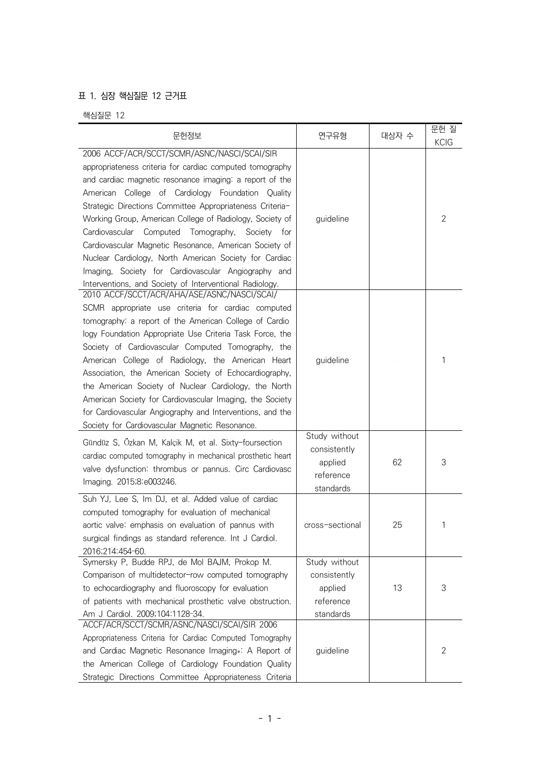표 1. 심장 핵심질문 12 근거표

핵심질문 12

| 문헌정보 | 연구유형 | 대상자 수 | 문헌 질 KCIG |
|---|---|---|---|
| 2006 ACCF/ACR/SCCT/SCMR/ASNC/NASCI/SCAI/SIR appropriateness criteria for cardiac computed tomography and cardiac magnetic resonance imaging: a report of the American College of Cardiology Foundation Quality Strategic Directions Committee Appropriateness Criteria-Working Group, American College of Radiology, Society of Cardiovascular Computed Tomography, Society for Cardiovascular Magnetic Resonance, American Society of Nuclear Cardiology, North American Society for Cardiac Imaging, Society for Cardiovascular Angiography and Interventions, and Society of Interventional Radiology. | guideline | | 2 |
| 2010 ACCF/SCCT/ACR/AHA/ASE/ASNC/NASCI/SCAI/SCMR appropriate use criteria for cardiac computed tomography: a report of the American College of Cardio logy Foundation Appropriate Use Criteria Task Force, the Society of Cardiovascular Computed Tomography, the American College of Radiology, the American Heart Association, the American Society of Echocardiography, the American Society of Nuclear Cardiology, the North American Society for Cardiovascular Imaging, the Society for Cardiovascular Angiography and Interventions, and the Society for Cardiovascular Magnetic Resonance. | guideline | | 1 |
| Gündüz S, Őzkan M, Kalçik M, et al. Sixty-foursection cardiac computed tomography in mechanical prosthetic heart valve dysfunction: thrombus or pannus. Circ Cardiovasc Imaging. 2015;8:e003246. | Study without consistently applied reference standards | 62 | 3 |
| Suh YJ, Lee S, Im DJ, et al. Added value of cardiac computed tomography for evaluation of mechanical aortic valve: emphasis on evaluation of pannus with surgical findings as standard reference. Int J Cardiol. 2016;214:454-60. | cross-sectional | 25 | 1 |
| Symersky P, Budde RPJ, de Mol BAJM, Prokop M. Comparison of multidetector-row computed tomography to echocardiography and fluoroscopy for evaluation of patients with mechanical prosthetic valve obstruction. Am J Cardiol. 2009;104:1128-34. | Study without consistently applied reference standards | 13 | 3 |
| ACCF/ACR/SCCT/SCMR/ASNC/NASCI/SCAI/SIR 2006 Appropriateness Criteria for Cardiac Computed Tomography and Cardiac Magnetic Resonance Imaging*: A Report of the American College of Cardiology Foundation Quality Strategic Directions Committee Appropriateness Criteria | guideline | | 2 |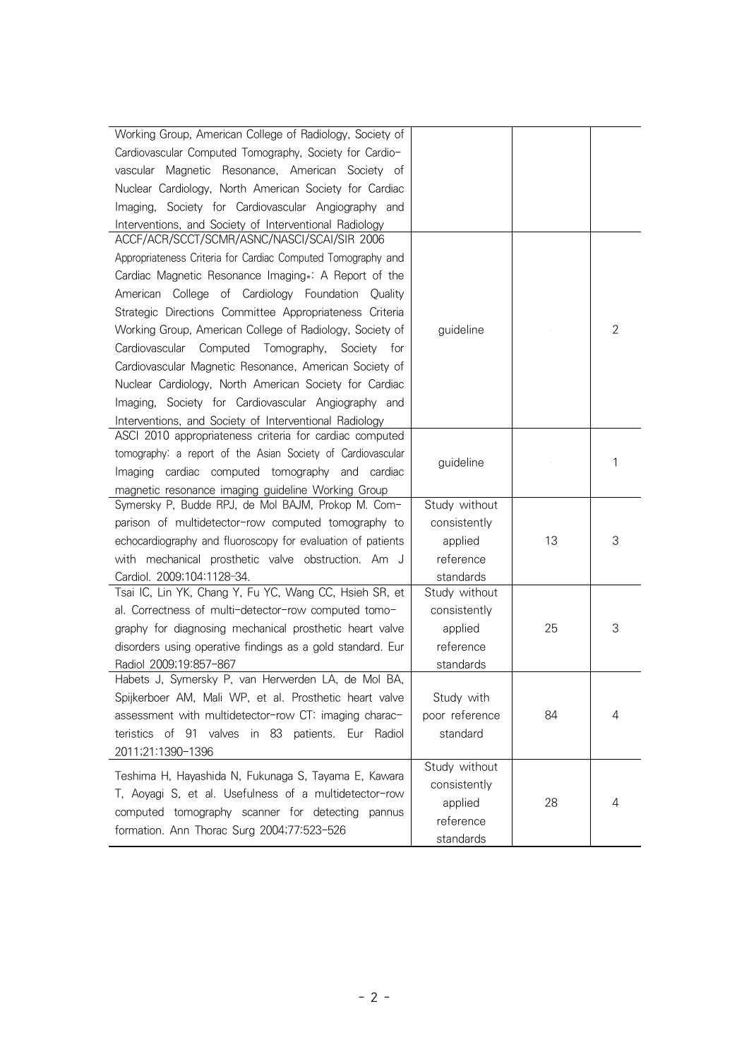| | | | |
|---|---|---|---|
| Working Group, American College of Radiology, Society of Cardiovascular Computed Tomography, Society for Cardio-vascular Magnetic Resonance, American Society of Nuclear Cardiology, North American Society for Cardiac Imaging, Society for Cardiovascular Angiography and Interventions, and Society of Interventional Radiology | | | |
| ACCF/ACR/SCCT/SCMR/ASNC/NASCI/SCAI/SIR 2006 Appropriateness Criteria for Cardiac Computed Tomography and Cardiac Magnetic Resonance Imaging*: A Report of the American College of Cardiology Foundation Quality Strategic Directions Committee Appropriateness Criteria Working Group, American College of Radiology, Society of Cardiovascular Computed Tomography, Society for Cardiovascular Magnetic Resonance, American Society of Nuclear Cardiology, North American Society for Cardiac Imaging, Society for Cardiovascular Angiography and Interventions, and Society of Interventional Radiology | guideline | · | 2 |
| ASCI 2010 appropriateness criteria for cardiac computed tomography: a report of the Asian Society of Cardiovascular Imaging cardiac computed tomography and cardiac magnetic resonance imaging guideline Working Group | guideline | · | 1 |
| Symersky P, Budde RPJ, de Mol BAJM, Prokop M. Comparison of multidetector-row computed tomography to echocardiography and fluoroscopy for evaluation of patients with mechanical prosthetic valve obstruction. Am J Cardiol. 2009;104:1128-34. | Study without consistently applied reference standards | 13 | 3 |
| Tsai IC, Lin YK, Chang Y, Fu YC, Wang CC, Hsieh SR, et al. Correctness of multi-detector-row computed tomography for diagnosing mechanical prosthetic heart valve disorders using operative findings as a gold standard. Eur Radiol 2009;19:857-867 | Study without consistently applied reference standards | 25 | 3 |
| Habets J, Symersky P, van Herwerden LA, de Mol BA, Spijkerboer AM, Mali WP, et al. Prosthetic heart valve assessment with multidetector-row CT: imaging characteristics of 91 valves in 83 patients. Eur Radiol 2011;21:1390-1396 | Study with poor reference standard | 84 | 4 |
| Teshima H, Hayashida N, Fukunaga S, Tayama E, Kawara T, Aoyagi S, et al. Usefulness of a multidetector-row computed tomography scanner for detecting pannus formation. Ann Thorac Surg 2004;77:523-526 | Study without consistently applied reference standards | 28 | 4 |